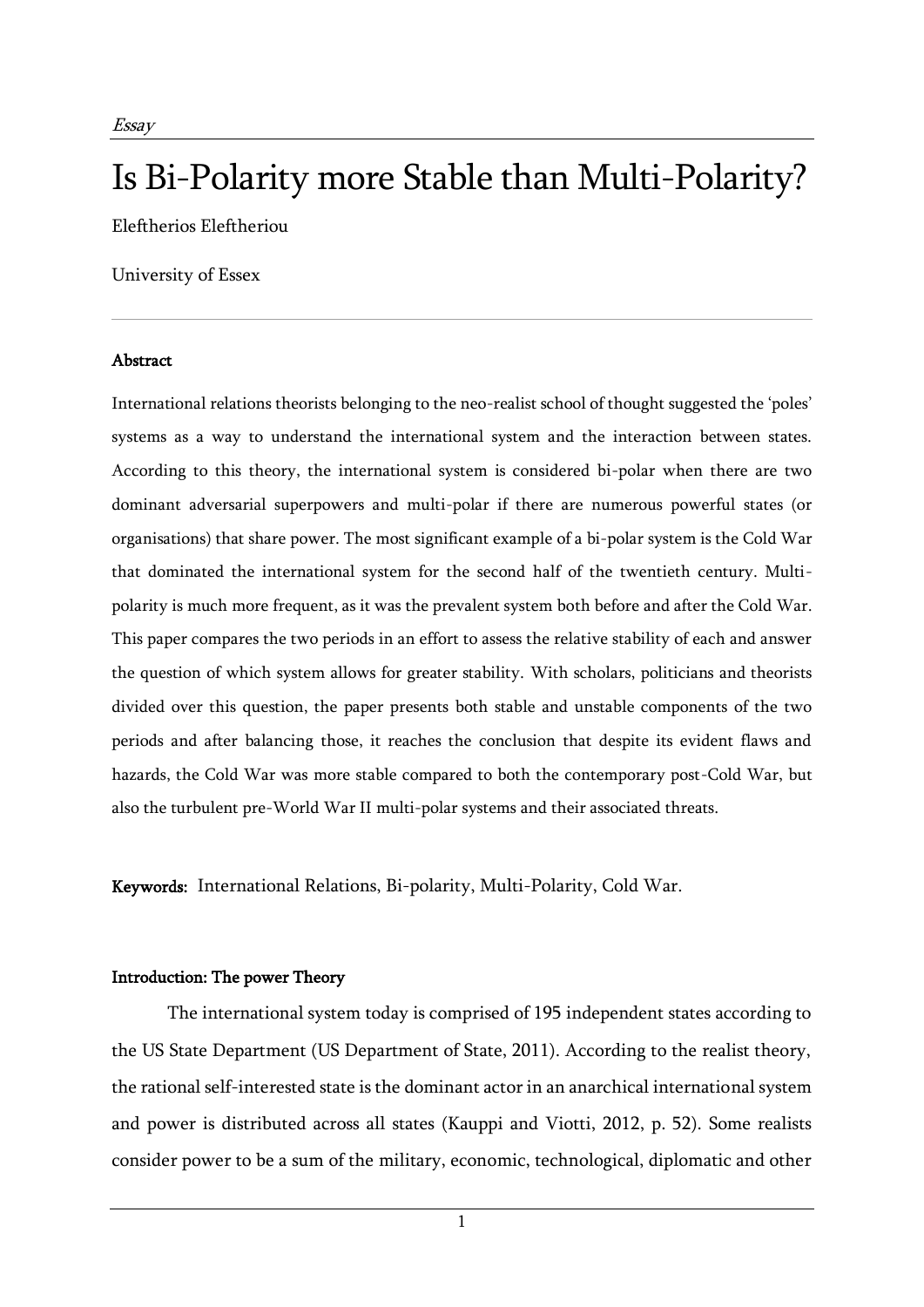*Essay*

# Is Bi-Polarity more Stable than Multi-Polarity?

Eleftherios Eleftheriou

University of Essex

**Abstract**

International relations theorists belonging to the neo-realist school of thought suggested the 'poles' systems as a way to understand the international system and the interaction between states. According to this theory, the international system is considered bi-polar when there are two dominant adversarial superpowers and multi-polar if there are numerous powerful states (or organisations) that share power. The most significant example of a bi-polar system is the Cold War that dominated the international system for the second half of the twentieth century. Multi-polarity is much more frequent, as it was the prevalent system both before and after the Cold War. This paper compares the two periods in an effort to assess the relative stability of each and answer the question of which system allows for greater stability. With scholars, politicians and theorists divided over this question, the paper presents both stable and unstable components of the two periods and after balancing those, it reaches the conclusion that despite its evident flaws and hazards, the Cold War was more stable compared to both the contemporary post-Cold War, but also the turbulent pre-World War II multi-polar systems and their associated threats.

**Keywords:** International Relations, Bi-polarity, Multi-Polarity, Cold War.

## Introduction: The power Theory

The international system today is comprised of 195 independent states according to the US State Department (US Department of State, 2011). According to the realist theory, the rational self-interested state is the dominant actor in an anarchical international system and power is distributed across all states (Kauppi and Viotti, 2012, p. 52). Some realists consider power to be a sum of the military, economic, technological, diplomatic and other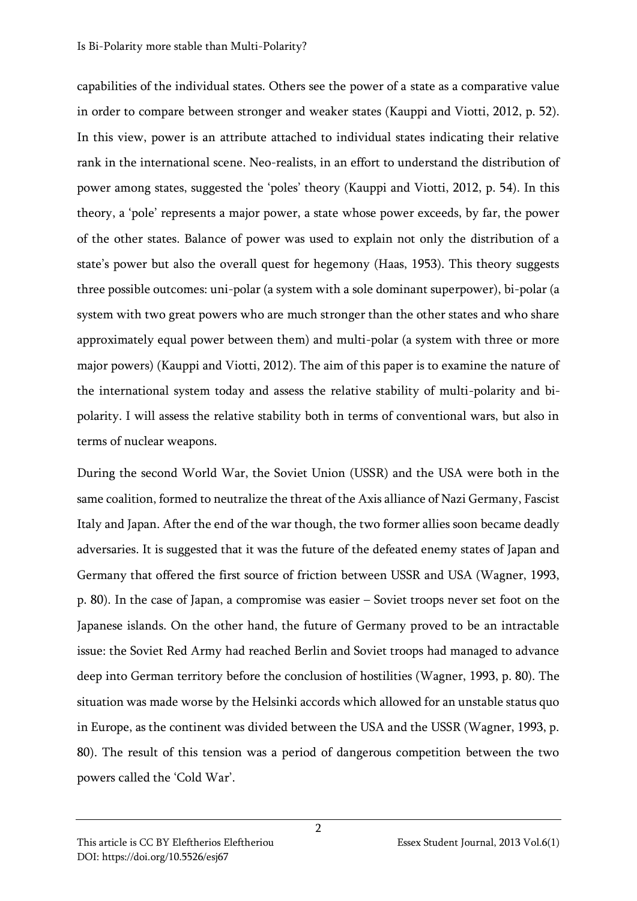capabilities of the individual states. Others see the power of a state as a comparative value in order to compare between stronger and weaker states (Kauppi and Viotti, 2012, p. 52). In this view, power is an attribute attached to individual states indicating their relative rank in the international scene. Neo-realists, in an effort to understand the distribution of power among states, suggested the 'poles' theory (Kauppi and Viotti, 2012, p. 54). In this theory, a 'pole' represents a major power, a state whose power exceeds, by far, the power of the other states. Balance of power was used to explain not only the distribution of a state's power but also the overall quest for hegemony (Haas, 1953). This theory suggests three possible outcomes: uni-polar (a system with a sole dominant superpower), bi-polar (a system with two great powers who are much stronger than the other states and who share approximately equal power between them) and multi-polar (a system with three or more major powers) (Kauppi and Viotti, 2012). The aim of this paper is to examine the nature of the international system today and assess the relative stability of multi-polarity and bi-polarity. I will assess the relative stability both in terms of conventional wars, but also in terms of nuclear weapons.

During the second World War, the Soviet Union (USSR) and the USA were both in the same coalition, formed to neutralize the threat of the Axis alliance of Nazi Germany, Fascist Italy and Japan. After the end of the war though, the two former allies soon became deadly adversaries. It is suggested that it was the future of the defeated enemy states of Japan and Germany that offered the first source of friction between USSR and USA (Wagner, 1993, p. 80). In the case of Japan, a compromise was easier – Soviet troops never set foot on the Japanese islands. On the other hand, the future of Germany proved to be an intractable issue: the Soviet Red Army had reached Berlin and Soviet troops had managed to advance deep into German territory before the conclusion of hostilities (Wagner, 1993, p. 80). The situation was made worse by the Helsinki accords which allowed for an unstable status quo in Europe, as the continent was divided between the USA and the USSR (Wagner, 1993, p. 80). The result of this tension was a period of dangerous competition between the two powers called the 'Cold War'.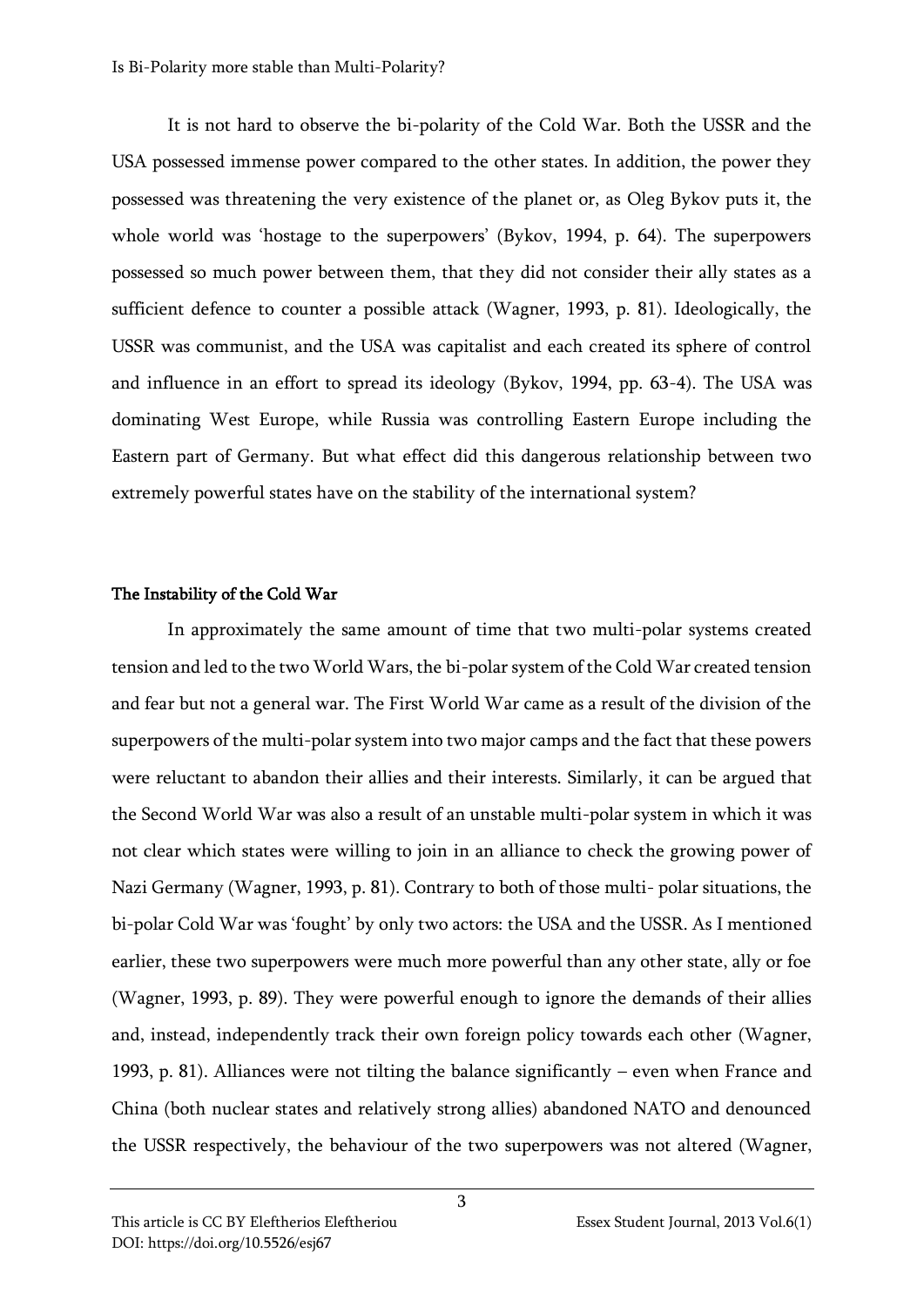It is not hard to observe the bi-polarity of the Cold War. Both the USSR and the USA possessed immense power compared to the other states. In addition, the power they possessed was threatening the very existence of the planet or, as Oleg Bykov puts it, the whole world was 'hostage to the superpowers' (Bykov, 1994, p. 64). The superpowers possessed so much power between them, that they did not consider their ally states as a sufficient defence to counter a possible attack (Wagner, 1993, p. 81). Ideologically, the USSR was communist, and the USA was capitalist and each created its sphere of control and influence in an effort to spread its ideology (Bykov, 1994, pp. 63-4). The USA was dominating West Europe, while Russia was controlling Eastern Europe including the Eastern part of Germany. But what effect did this dangerous relationship between two extremely powerful states have on the stability of the international system?

**The Instability of the Cold War**

In approximately the same amount of time that two multi-polar systems created tension and led to the two World Wars, the bi-polar system of the Cold War created tension and fear but not a general war. The First World War came as a result of the division of the superpowers of the multi-polar system into two major camps and the fact that these powers were reluctant to abandon their allies and their interests. Similarly, it can be argued that the Second World War was also a result of an unstable multi-polar system in which it was not clear which states were willing to join in an alliance to check the growing power of Nazi Germany (Wagner, 1993, p. 81). Contrary to both of those multi- polar situations, the bi-polar Cold War was 'fought' by only two actors: the USA and the USSR. As I mentioned earlier, these two superpowers were much more powerful than any other state, ally or foe (Wagner, 1993, p. 89). They were powerful enough to ignore the demands of their allies and, instead, independently track their own foreign policy towards each other (Wagner, 1993, p. 81). Alliances were not tilting the balance significantly – even when France and China (both nuclear states and relatively strong allies) abandoned NATO and denounced the USSR respectively, the behaviour of the two superpowers was not altered (Wagner,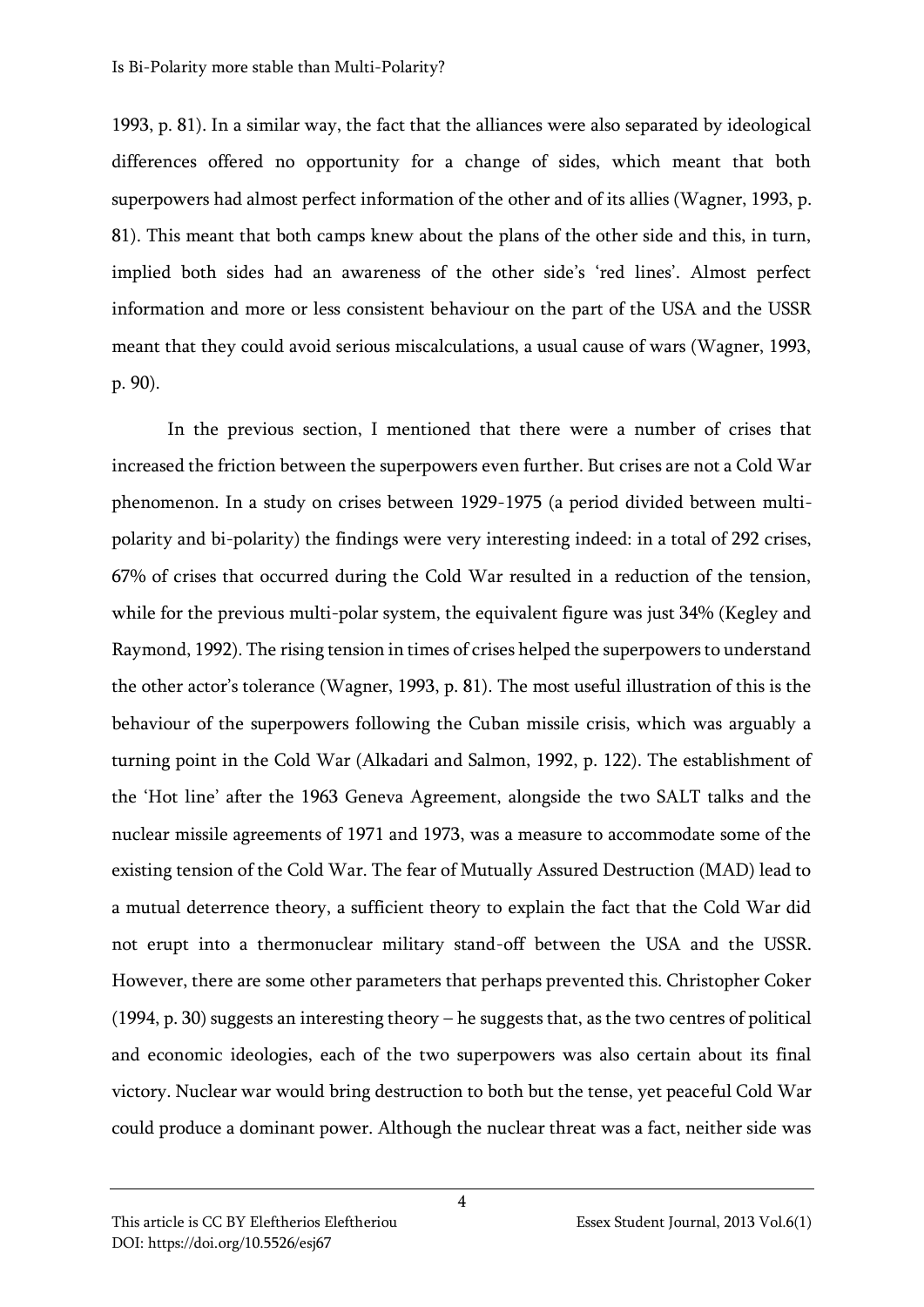1993, p. 81). In a similar way, the fact that the alliances were also separated by ideological differences offered no opportunity for a change of sides, which meant that both superpowers had almost perfect information of the other and of its allies (Wagner, 1993, p. 81). This meant that both camps knew about the plans of the other side and this, in turn, implied both sides had an awareness of the other side's 'red lines'. Almost perfect information and more or less consistent behaviour on the part of the USA and the USSR meant that they could avoid serious miscalculations, a usual cause of wars (Wagner, 1993, p. 90).

In the previous section, I mentioned that there were a number of crises that increased the friction between the superpowers even further. But crises are not a Cold War phenomenon. In a study on crises between 1929-1975 (a period divided between multi-polarity and bi-polarity) the findings were very interesting indeed: in a total of 292 crises, 67% of crises that occurred during the Cold War resulted in a reduction of the tension, while for the previous multi-polar system, the equivalent figure was just 34% (Kegley and Raymond, 1992). The rising tension in times of crises helped the superpowers to understand the other actor's tolerance (Wagner, 1993, p. 81). The most useful illustration of this is the behaviour of the superpowers following the Cuban missile crisis, which was arguably a turning point in the Cold War (Alkadari and Salmon, 1992, p. 122). The establishment of the 'Hot line' after the 1963 Geneva Agreement, alongside the two SALT talks and the nuclear missile agreements of 1971 and 1973, was a measure to accommodate some of the existing tension of the Cold War. The fear of Mutually Assured Destruction (MAD) lead to a mutual deterrence theory, a sufficient theory to explain the fact that the Cold War did not erupt into a thermonuclear military stand-off between the USA and the USSR. However, there are some other parameters that perhaps prevented this. Christopher Coker (1994, p. 30) suggests an interesting theory – he suggests that, as the two centres of political and economic ideologies, each of the two superpowers was also certain about its final victory. Nuclear war would bring destruction to both but the tense, yet peaceful Cold War could produce a dominant power. Although the nuclear threat was a fact, neither side was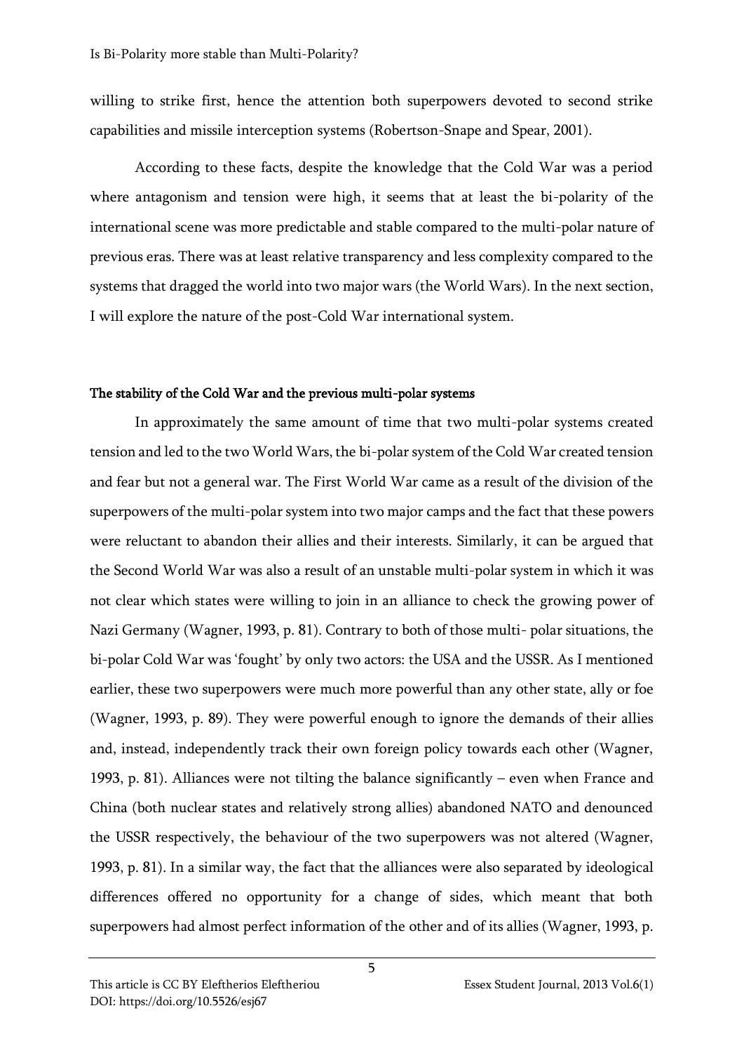willing to strike first, hence the attention both superpowers devoted to second strike capabilities and missile interception systems (Robertson-Snape and Spear, 2001).

According to these facts, despite the knowledge that the Cold War was a period where antagonism and tension were high, it seems that at least the bi-polarity of the international scene was more predictable and stable compared to the multi-polar nature of previous eras. There was at least relative transparency and less complexity compared to the systems that dragged the world into two major wars (the World Wars). In the next section, I will explore the nature of the post-Cold War international system.

## The stability of the Cold War and the previous multi-polar systems

In approximately the same amount of time that two multi-polar systems created tension and led to the two World Wars, the bi-polar system of the Cold War created tension and fear but not a general war. The First World War came as a result of the division of the superpowers of the multi-polar system into two major camps and the fact that these powers were reluctant to abandon their allies and their interests. Similarly, it can be argued that the Second World War was also a result of an unstable multi-polar system in which it was not clear which states were willing to join in an alliance to check the growing power of Nazi Germany (Wagner, 1993, p. 81). Contrary to both of those multi- polar situations, the bi-polar Cold War was 'fought' by only two actors: the USA and the USSR. As I mentioned earlier, these two superpowers were much more powerful than any other state, ally or foe (Wagner, 1993, p. 89). They were powerful enough to ignore the demands of their allies and, instead, independently track their own foreign policy towards each other (Wagner, 1993, p. 81). Alliances were not tilting the balance significantly – even when France and China (both nuclear states and relatively strong allies) abandoned NATO and denounced the USSR respectively, the behaviour of the two superpowers was not altered (Wagner, 1993, p. 81). In a similar way, the fact that the alliances were also separated by ideological differences offered no opportunity for a change of sides, which meant that both superpowers had almost perfect information of the other and of its allies (Wagner, 1993, p.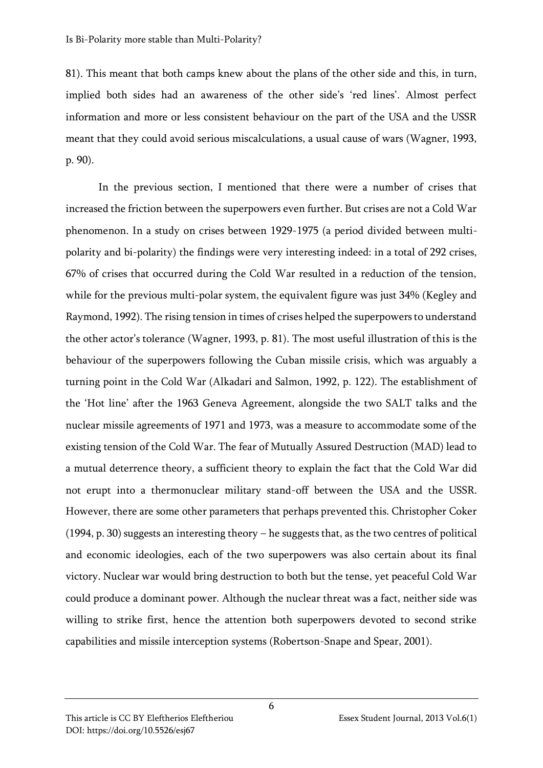81). This meant that both camps knew about the plans of the other side and this, in turn, implied both sides had an awareness of the other side's 'red lines'. Almost perfect information and more or less consistent behaviour on the part of the USA and the USSR meant that they could avoid serious miscalculations, a usual cause of wars (Wagner, 1993, p. 90).

In the previous section, I mentioned that there were a number of crises that increased the friction between the superpowers even further. But crises are not a Cold War phenomenon. In a study on crises between 1929-1975 (a period divided between multi-polarity and bi-polarity) the findings were very interesting indeed: in a total of 292 crises, 67% of crises that occurred during the Cold War resulted in a reduction of the tension, while for the previous multi-polar system, the equivalent figure was just 34% (Kegley and Raymond, 1992). The rising tension in times of crises helped the superpowers to understand the other actor's tolerance (Wagner, 1993, p. 81). The most useful illustration of this is the behaviour of the superpowers following the Cuban missile crisis, which was arguably a turning point in the Cold War (Alkadari and Salmon, 1992, p. 122). The establishment of the 'Hot line' after the 1963 Geneva Agreement, alongside the two SALT talks and the nuclear missile agreements of 1971 and 1973, was a measure to accommodate some of the existing tension of the Cold War. The fear of Mutually Assured Destruction (MAD) lead to a mutual deterrence theory, a sufficient theory to explain the fact that the Cold War did not erupt into a thermonuclear military stand-off between the USA and the USSR. However, there are some other parameters that perhaps prevented this. Christopher Coker (1994, p. 30) suggests an interesting theory – he suggests that, as the two centres of political and economic ideologies, each of the two superpowers was also certain about its final victory. Nuclear war would bring destruction to both but the tense, yet peaceful Cold War could produce a dominant power. Although the nuclear threat was a fact, neither side was willing to strike first, hence the attention both superpowers devoted to second strike capabilities and missile interception systems (Robertson-Snape and Spear, 2001).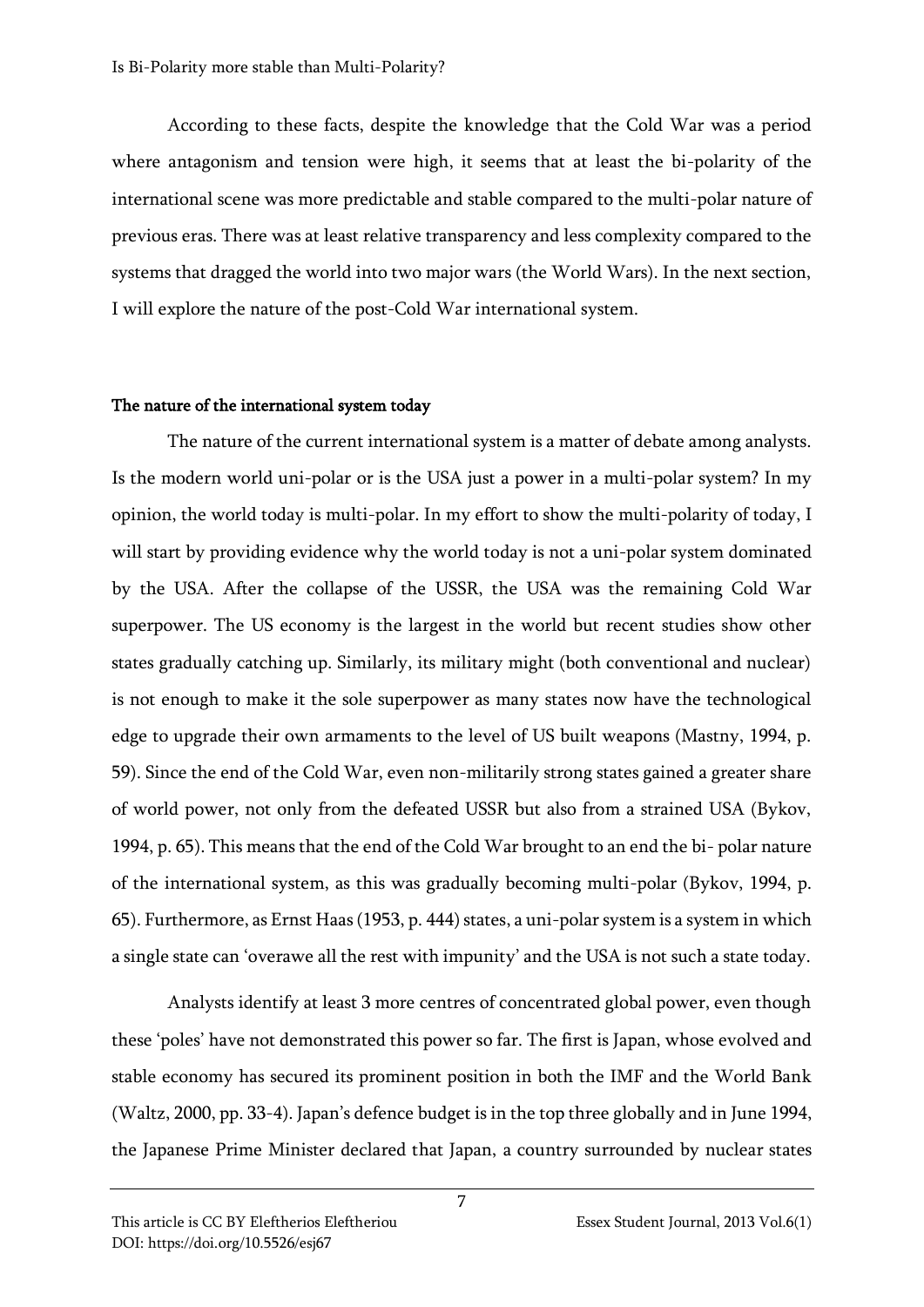According to these facts, despite the knowledge that the Cold War was a period where antagonism and tension were high, it seems that at least the bi-polarity of the international scene was more predictable and stable compared to the multi-polar nature of previous eras. There was at least relative transparency and less complexity compared to the systems that dragged the world into two major wars (the World Wars). In the next section, I will explore the nature of the post-Cold War international system.

## The nature of the international system today

The nature of the current international system is a matter of debate among analysts. Is the modern world uni-polar or is the USA just a power in a multi-polar system? In my opinion, the world today is multi-polar. In my effort to show the multi-polarity of today, I will start by providing evidence why the world today is not a uni-polar system dominated by the USA. After the collapse of the USSR, the USA was the remaining Cold War superpower. The US economy is the largest in the world but recent studies show other states gradually catching up. Similarly, its military might (both conventional and nuclear) is not enough to make it the sole superpower as many states now have the technological edge to upgrade their own armaments to the level of US built weapons (Mastny, 1994, p. 59). Since the end of the Cold War, even non-militarily strong states gained a greater share of world power, not only from the defeated USSR but also from a strained USA (Bykov, 1994, p. 65). This means that the end of the Cold War brought to an end the bi- polar nature of the international system, as this was gradually becoming multi-polar (Bykov, 1994, p. 65). Furthermore, as Ernst Haas (1953, p. 444) states, a uni-polar system is a system in which a single state can 'overawe all the rest with impunity' and the USA is not such a state today.

Analysts identify at least 3 more centres of concentrated global power, even though these 'poles' have not demonstrated this power so far. The first is Japan, whose evolved and stable economy has secured its prominent position in both the IMF and the World Bank (Waltz, 2000, pp. 33-4). Japan's defence budget is in the top three globally and in June 1994, the Japanese Prime Minister declared that Japan, a country surrounded by nuclear states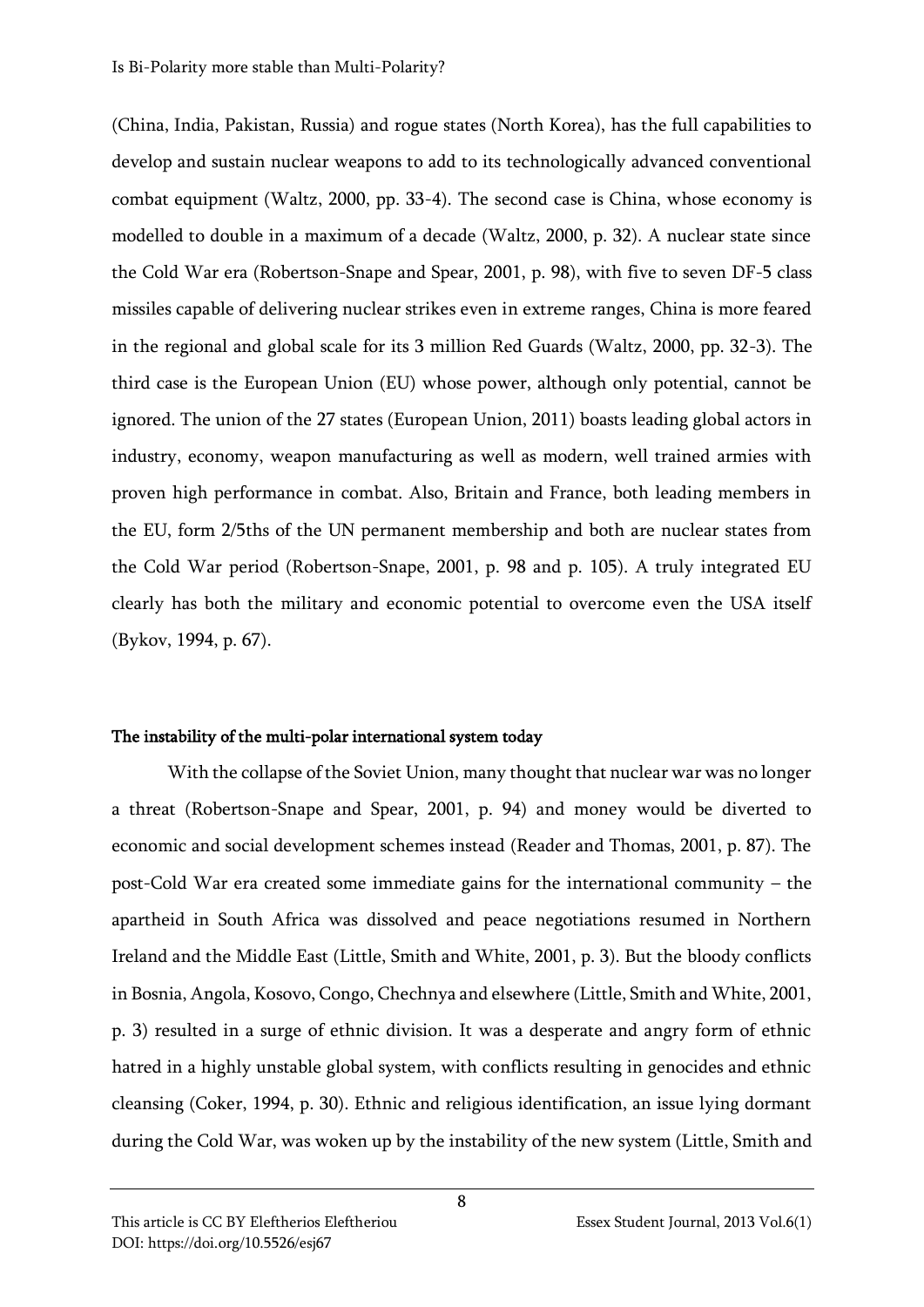(China, India, Pakistan, Russia) and rogue states (North Korea), has the full capabilities to develop and sustain nuclear weapons to add to its technologically advanced conventional combat equipment (Waltz, 2000, pp. 33-4). The second case is China, whose economy is modelled to double in a maximum of a decade (Waltz, 2000, p. 32). A nuclear state since the Cold War era (Robertson-Snape and Spear, 2001, p. 98), with five to seven DF-5 class missiles capable of delivering nuclear strikes even in extreme ranges, China is more feared in the regional and global scale for its 3 million Red Guards (Waltz, 2000, pp. 32-3). The third case is the European Union (EU) whose power, although only potential, cannot be ignored. The union of the 27 states (European Union, 2011) boasts leading global actors in industry, economy, weapon manufacturing as well as modern, well trained armies with proven high performance in combat. Also, Britain and France, both leading members in the EU, form 2/5ths of the UN permanent membership and both are nuclear states from the Cold War period (Robertson-Snape, 2001, p. 98 and p. 105). A truly integrated EU clearly has both the military and economic potential to overcome even the USA itself (Bykov, 1994, p. 67).

#### The instability of the multi-polar international system today

With the collapse of the Soviet Union, many thought that nuclear war was no longer a threat (Robertson-Snape and Spear, 2001, p. 94) and money would be diverted to economic and social development schemes instead (Reader and Thomas, 2001, p. 87). The post-Cold War era created some immediate gains for the international community – the apartheid in South Africa was dissolved and peace negotiations resumed in Northern Ireland and the Middle East (Little, Smith and White, 2001, p. 3). But the bloody conflicts in Bosnia, Angola, Kosovo, Congo, Chechnya and elsewhere (Little, Smith and White, 2001, p. 3) resulted in a surge of ethnic division. It was a desperate and angry form of ethnic hatred in a highly unstable global system, with conflicts resulting in genocides and ethnic cleansing (Coker, 1994, p. 30). Ethnic and religious identification, an issue lying dormant during the Cold War, was woken up by the instability of the new system (Little, Smith and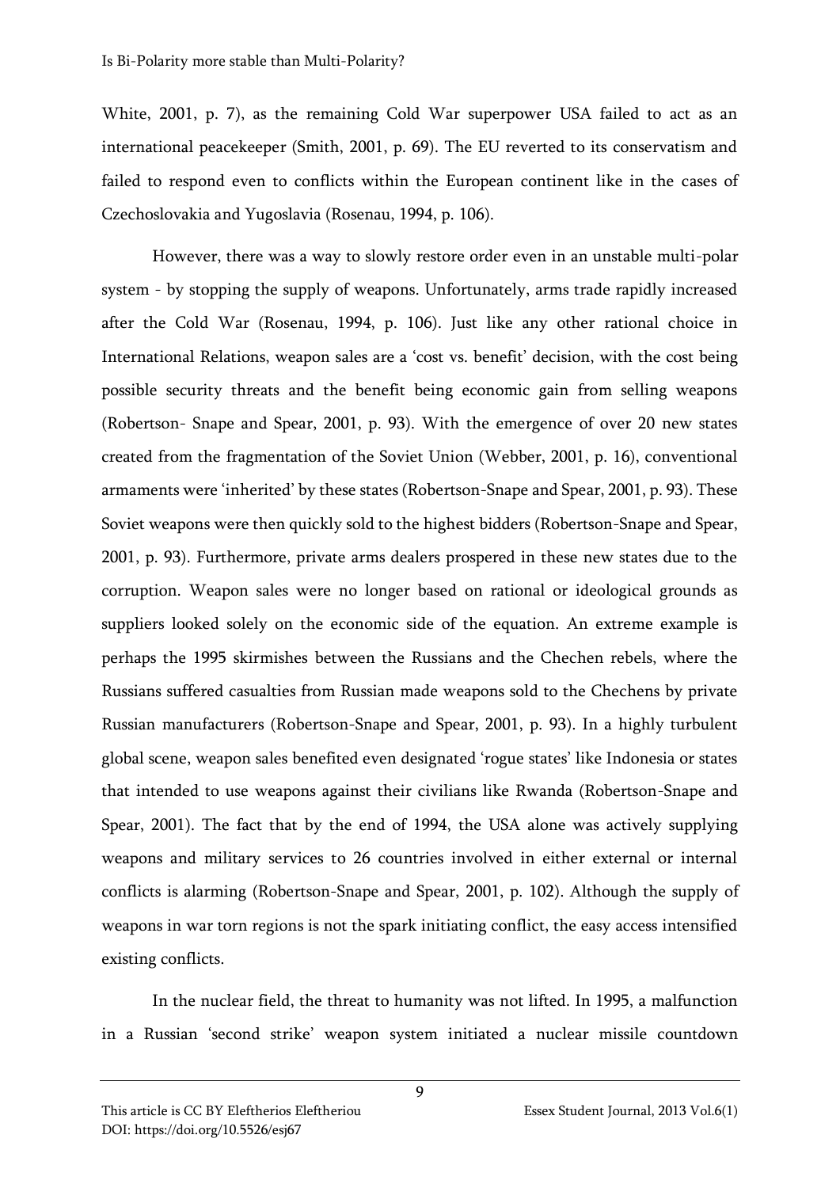White, 2001, p. 7), as the remaining Cold War superpower USA failed to act as an international peacekeeper (Smith, 2001, p. 69). The EU reverted to its conservatism and failed to respond even to conflicts within the European continent like in the cases of Czechoslovakia and Yugoslavia (Rosenau, 1994, p. 106).

However, there was a way to slowly restore order even in an unstable multi-polar system - by stopping the supply of weapons. Unfortunately, arms trade rapidly increased after the Cold War (Rosenau, 1994, p. 106). Just like any other rational choice in International Relations, weapon sales are a 'cost vs. benefit' decision, with the cost being possible security threats and the benefit being economic gain from selling weapons (Robertson- Snape and Spear, 2001, p. 93). With the emergence of over 20 new states created from the fragmentation of the Soviet Union (Webber, 2001, p. 16), conventional armaments were 'inherited' by these states (Robertson-Snape and Spear, 2001, p. 93). These Soviet weapons were then quickly sold to the highest bidders (Robertson-Snape and Spear, 2001, p. 93). Furthermore, private arms dealers prospered in these new states due to the corruption. Weapon sales were no longer based on rational or ideological grounds as suppliers looked solely on the economic side of the equation. An extreme example is perhaps the 1995 skirmishes between the Russians and the Chechen rebels, where the Russians suffered casualties from Russian made weapons sold to the Chechens by private Russian manufacturers (Robertson-Snape and Spear, 2001, p. 93). In a highly turbulent global scene, weapon sales benefited even designated 'rogue states' like Indonesia or states that intended to use weapons against their civilians like Rwanda (Robertson-Snape and Spear, 2001). The fact that by the end of 1994, the USA alone was actively supplying weapons and military services to 26 countries involved in either external or internal conflicts is alarming (Robertson-Snape and Spear, 2001, p. 102). Although the supply of weapons in war torn regions is not the spark initiating conflict, the easy access intensified existing conflicts.

In the nuclear field, the threat to humanity was not lifted. In 1995, a malfunction in a Russian 'second strike' weapon system initiated a nuclear missile countdown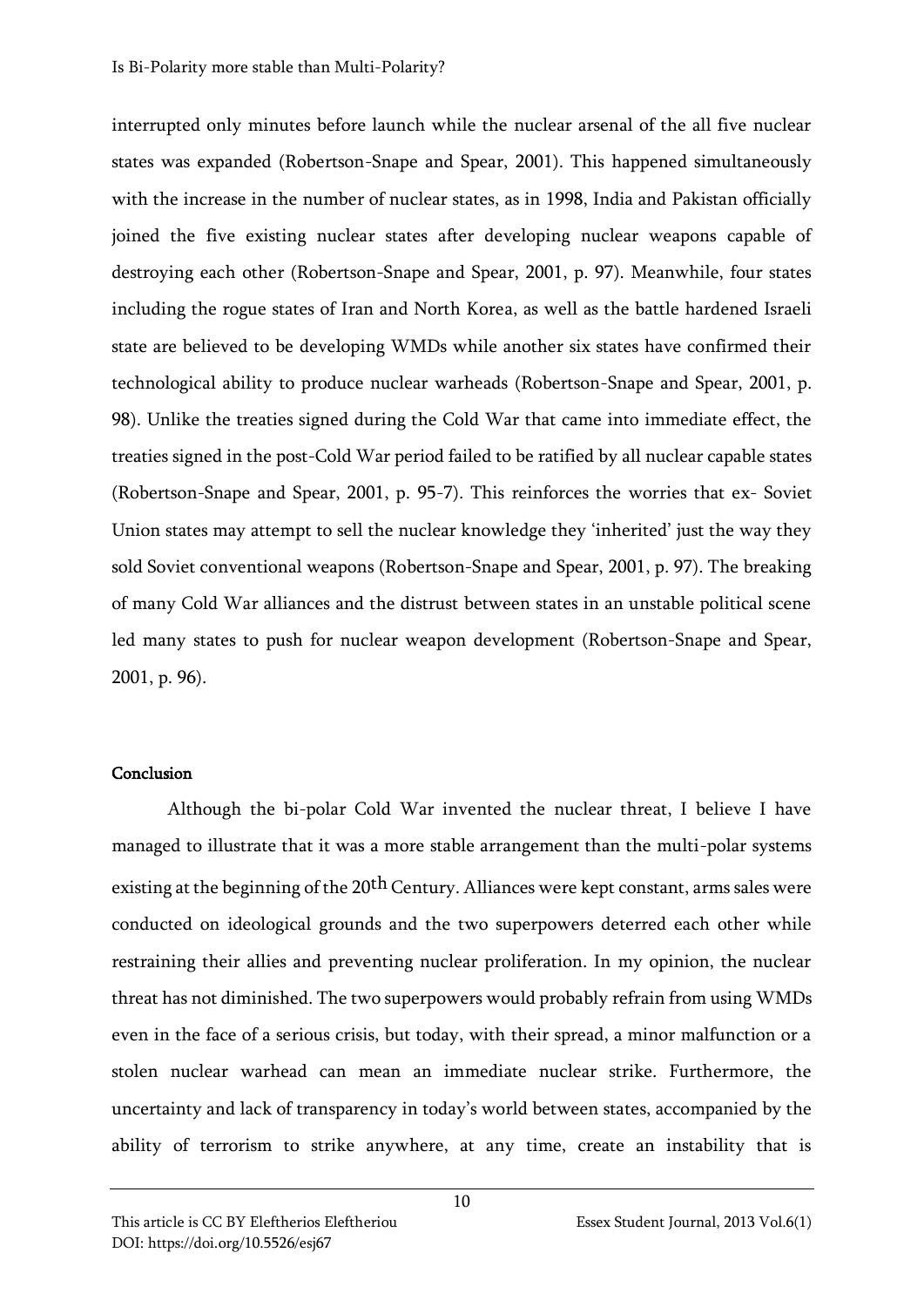interrupted only minutes before launch while the nuclear arsenal of the all five nuclear states was expanded (Robertson-Snape and Spear, 2001). This happened simultaneously with the increase in the number of nuclear states, as in 1998, India and Pakistan officially joined the five existing nuclear states after developing nuclear weapons capable of destroying each other (Robertson-Snape and Spear, 2001, p. 97). Meanwhile, four states including the rogue states of Iran and North Korea, as well as the battle hardened Israeli state are believed to be developing WMDs while another six states have confirmed their technological ability to produce nuclear warheads (Robertson-Snape and Spear, 2001, p. 98). Unlike the treaties signed during the Cold War that came into immediate effect, the treaties signed in the post-Cold War period failed to be ratified by all nuclear capable states (Robertson-Snape and Spear, 2001, p. 95-7). This reinforces the worries that ex- Soviet Union states may attempt to sell the nuclear knowledge they 'inherited' just the way they sold Soviet conventional weapons (Robertson-Snape and Spear, 2001, p. 97). The breaking of many Cold War alliances and the distrust between states in an unstable political scene led many states to push for nuclear weapon development (Robertson-Snape and Spear, 2001, p. 96).

**Conclusion**

Although the bi-polar Cold War invented the nuclear threat, I believe I have managed to illustrate that it was a more stable arrangement than the multi-polar systems existing at the beginning of the 20th Century. Alliances were kept constant, arms sales were conducted on ideological grounds and the two superpowers deterred each other while restraining their allies and preventing nuclear proliferation. In my opinion, the nuclear threat has not diminished. The two superpowers would probably refrain from using WMDs even in the face of a serious crisis, but today, with their spread, a minor malfunction or a stolen nuclear warhead can mean an immediate nuclear strike. Furthermore, the uncertainty and lack of transparency in today's world between states, accompanied by the ability of terrorism to strike anywhere, at any time, create an instability that is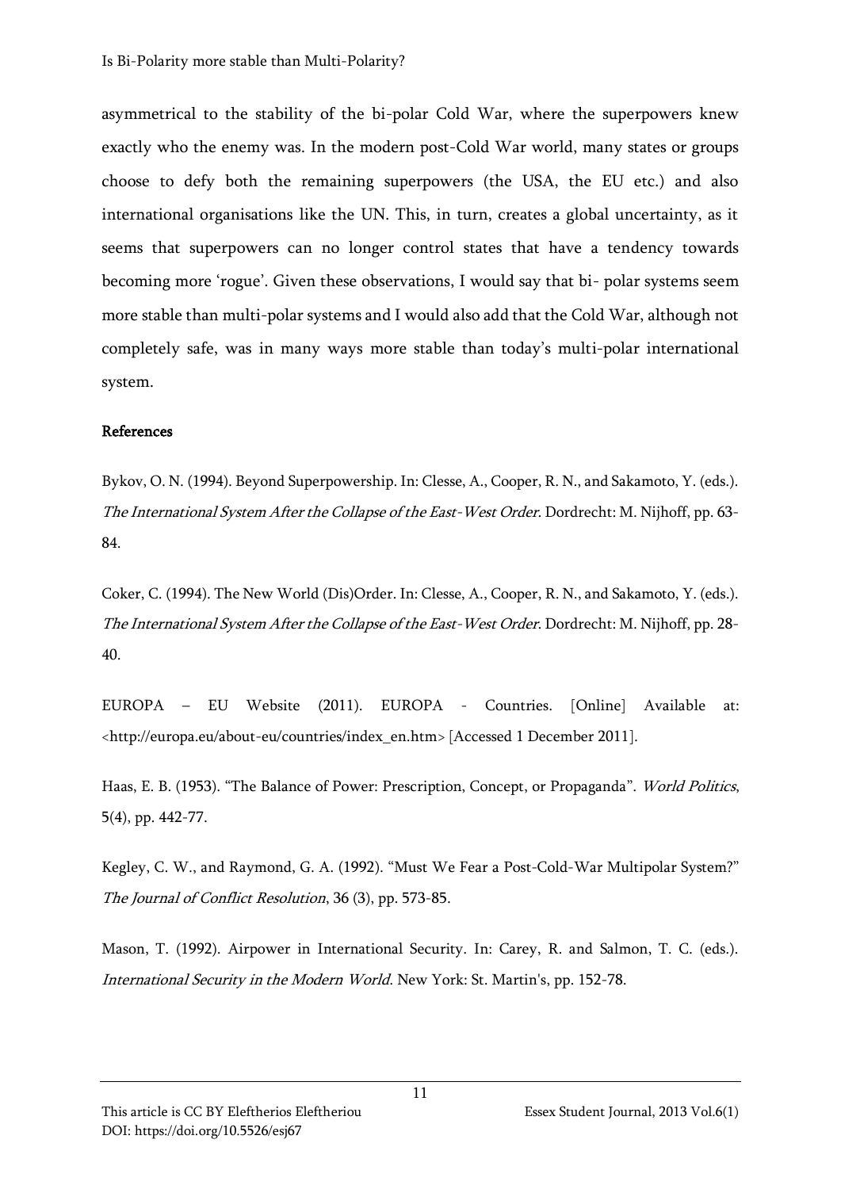asymmetrical to the stability of the bi-polar Cold War, where the superpowers knew exactly who the enemy was. In the modern post-Cold War world, many states or groups choose to defy both the remaining superpowers (the USA, the EU etc.) and also international organisations like the UN. This, in turn, creates a global uncertainty, as it seems that superpowers can no longer control states that have a tendency towards becoming more 'rogue'. Given these observations, I would say that bi- polar systems seem more stable than multi-polar systems and I would also add that the Cold War, although not completely safe, was in many ways more stable than today's multi-polar international system.

**References**

Bykov, O. N. (1994). Beyond Superpowership. In: Clesse, A., Cooper, R. N., and Sakamoto, Y. (eds.). *The International System After the Collapse of the East-West Order*. Dordrecht: M. Nijhoff, pp. 63-84.

Coker, C. (1994). The New World (Dis)Order. In: Clesse, A., Cooper, R. N., and Sakamoto, Y. (eds.). *The International System After the Collapse of the East-West Order*. Dordrecht: M. Nijhoff, pp. 28-40.

EUROPA – EU Website (2011). EUROPA - Countries. [Online] Available at: <http://europa.eu/about-eu/countries/index_en.htm> [Accessed 1 December 2011].

Haas, E. B. (1953). "The Balance of Power: Prescription, Concept, or Propaganda". *World Politics*, 5(4), pp. 442-77.

Kegley, C. W., and Raymond, G. A. (1992). "Must We Fear a Post-Cold-War Multipolar System?" *The Journal of Conflict Resolution*, 36 (3), pp. 573-85.

Mason, T. (1992). Airpower in International Security. In: Carey, R. and Salmon, T. C. (eds.). *International Security in the Modern World*. New York: St. Martin's, pp. 152-78.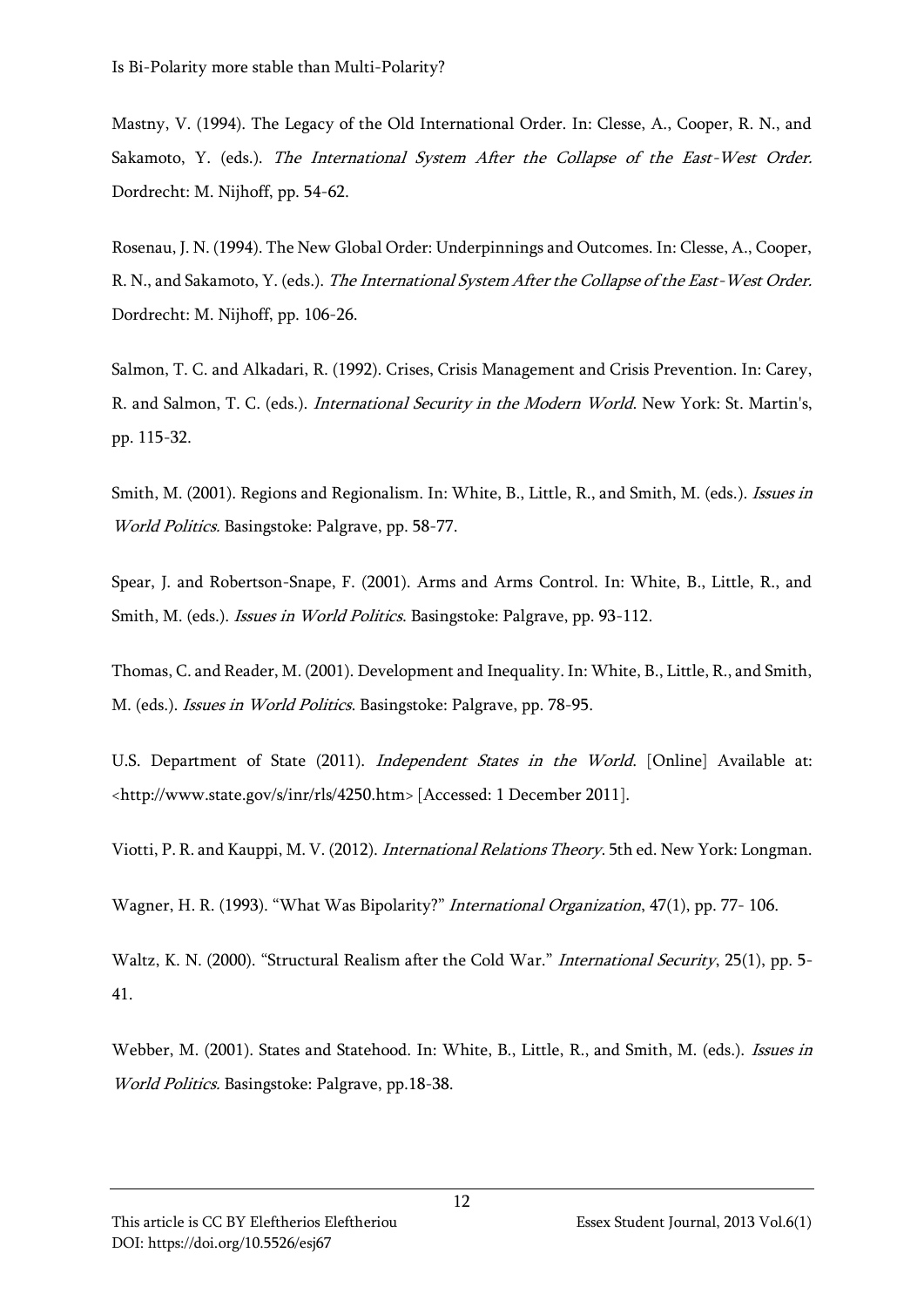Mastny, V. (1994). The Legacy of the Old International Order. In: Clesse, A., Cooper, R. N., and Sakamoto, Y. (eds.). *The International System After the Collapse of the East-West Order.* Dordrecht: M. Nijhoff, pp. 54-62.

Rosenau, J. N. (1994). The New Global Order: Underpinnings and Outcomes. In: Clesse, A., Cooper, R. N., and Sakamoto, Y. (eds.). *The International System After the Collapse of the East-West Order.* Dordrecht: M. Nijhoff, pp. 106-26.

Salmon, T. C. and Alkadari, R. (1992). Crises, Crisis Management and Crisis Prevention. In: Carey, R. and Salmon, T. C. (eds.). *International Security in the Modern World.* New York: St. Martin's, pp. 115-32.

Smith, M. (2001). Regions and Regionalism. In: White, B., Little, R., and Smith, M. (eds.). *Issues in World Politics.* Basingstoke: Palgrave, pp. 58-77.

Spear, J. and Robertson-Snape, F. (2001). Arms and Arms Control. In: White, B., Little, R., and Smith, M. (eds.). *Issues in World Politics*. Basingstoke: Palgrave, pp. 93-112.

Thomas, C. and Reader, M. (2001). Development and Inequality. In: White, B., Little, R., and Smith, M. (eds.). *Issues in World Politics*. Basingstoke: Palgrave, pp. 78-95.

U.S. Department of State (2011). *Independent States in the World*. [Online] Available at: <http://www.state.gov/s/inr/rls/4250.htm> [Accessed: 1 December 2011].

Viotti, P. R. and Kauppi, M. V. (2012). *International Relations Theory*. 5th ed. New York: Longman.

Wagner, H. R. (1993). "What Was Bipolarity?" *International Organization*, 47(1), pp. 77- 106.

Waltz, K. N. (2000). "Structural Realism after the Cold War." *International Security*, 25(1), pp. 5-41.

Webber, M. (2001). States and Statehood. In: White, B., Little, R., and Smith, M. (eds.). *Issues in World Politics.* Basingstoke: Palgrave, pp.18-38.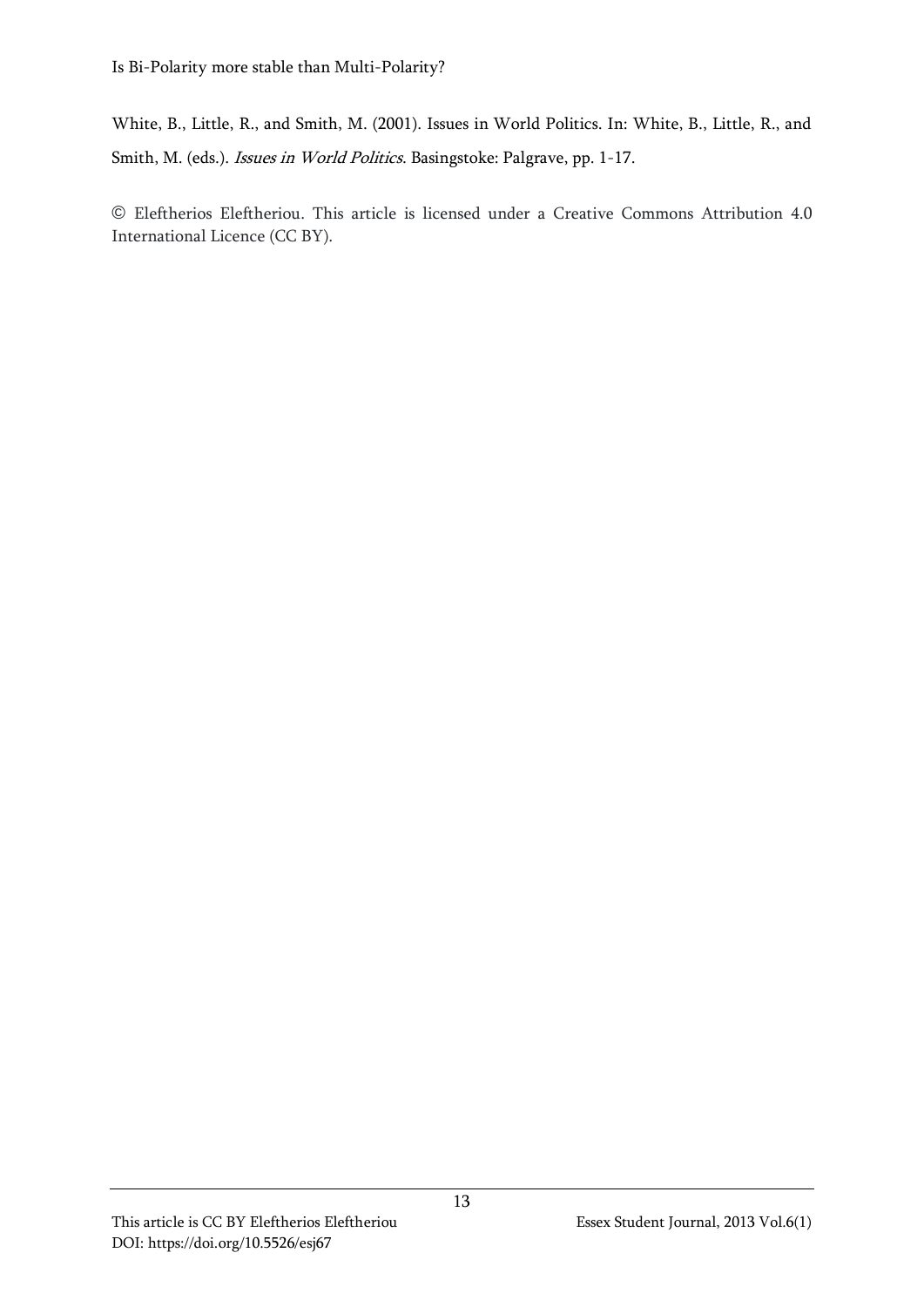White, B., Little, R., and Smith, M. (2001). Issues in World Politics. In: White, B., Little, R., and Smith, M. (eds.). *Issues in World Politics*. Basingstoke: Palgrave, pp. 1-17.

© Eleftherios Eleftheriou. This article is licensed under a Creative Commons Attribution 4.0 International Licence (CC BY).